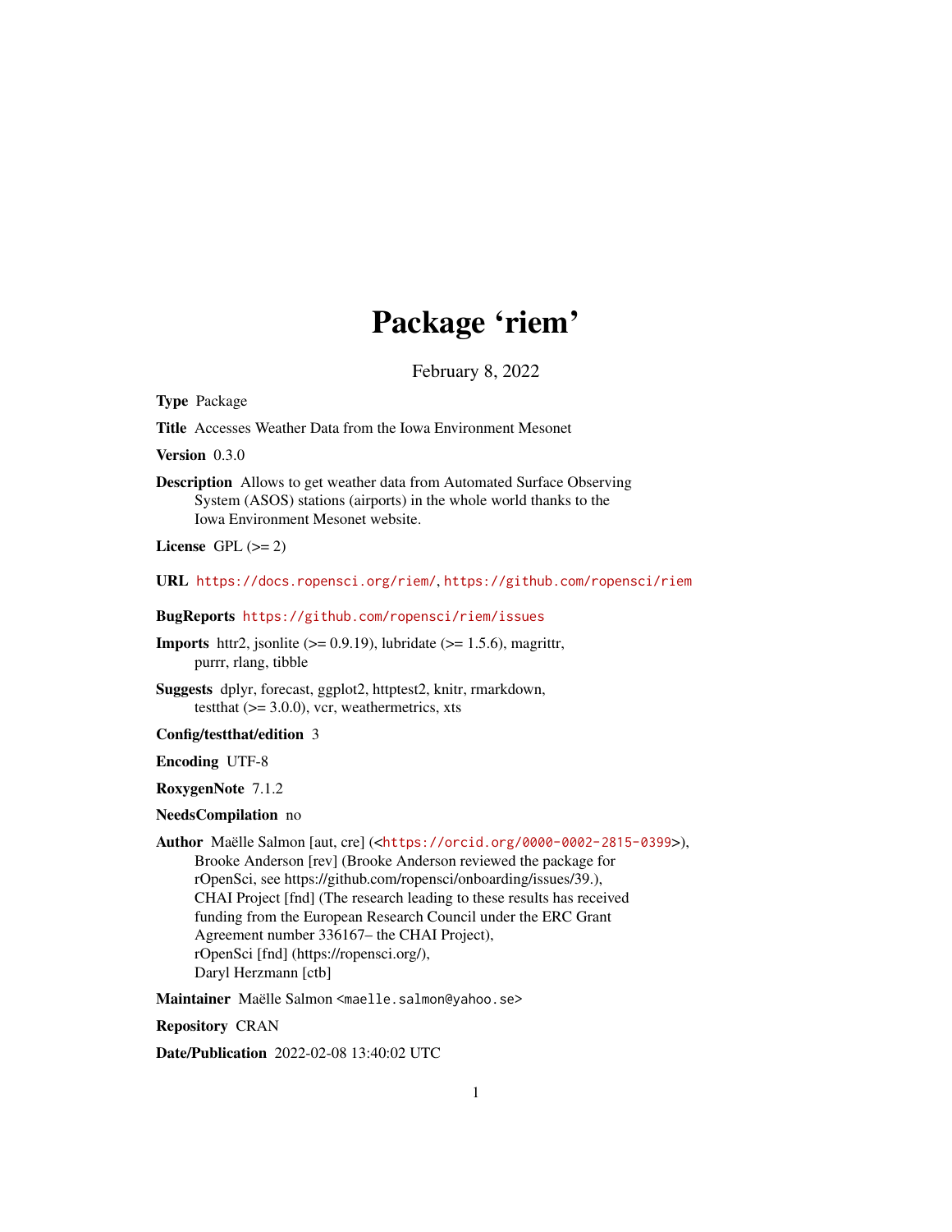# Package 'riem'

February 8, 2022

**Type** Package

**Title** Accesses Weather Data from the Iowa Environment Mesonet

**Version** 0.3.0

**Description** Allows to get weather data from Automated Surface Observing System (ASOS) stations (airports) in the whole world thanks to the Iowa Environment Mesonet website.

**License** GPL (>= 2)

**URL** https://docs.ropensci.org/riem/, https://github.com/ropensci/riem

**BugReports** https://github.com/ropensci/riem/issues

**Imports** httr2, jsonlite (>= 0.9.19), lubridate (>= 1.5.6), magrittr, purrr, rlang, tibble

**Suggests** dplyr, forecast, ggplot2, httptest2, knitr, rmarkdown, testthat (>= 3.0.0), vcr, weathermetrics, xts

**Config/testthat/edition** 3

**Encoding** UTF-8

**RoxygenNote** 7.1.2

**NeedsCompilation** no

**Author** Maëlle Salmon [aut, cre] (<https://orcid.org/0000-0002-2815-0399>), Brooke Anderson [rev] (Brooke Anderson reviewed the package for rOpenSci, see https://github.com/ropensci/onboarding/issues/39.), CHAI Project [fnd] (The research leading to these results has received funding from the European Research Council under the ERC Grant Agreement number 336167– the CHAI Project), rOpenSci [fnd] (https://ropensci.org/), Daryl Herzmann [ctb]

**Maintainer** Maëlle Salmon <maelle.salmon@yahoo.se>

**Repository** CRAN

**Date/Publication** 2022-02-08 13:40:02 UTC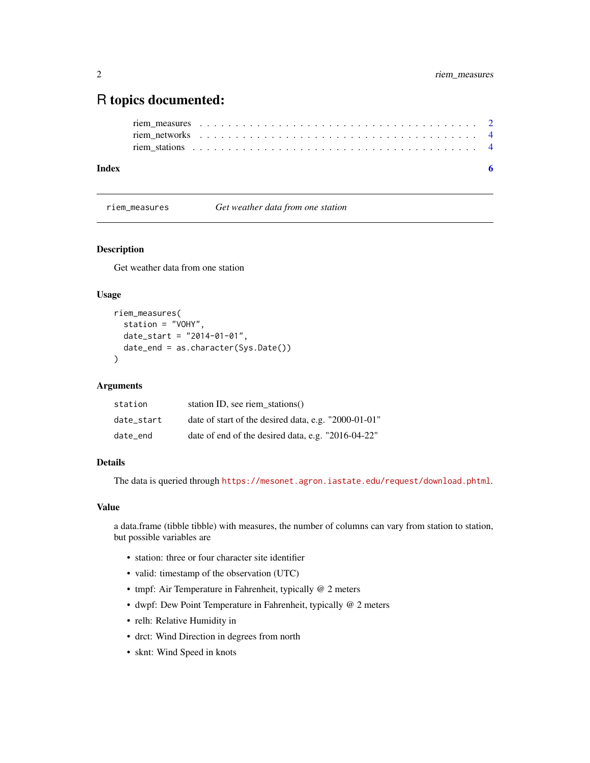# R topics documented:

riem_measures . . . . . . . . . . . . . . . . . . . . . . . . . . . . . . . . . . . . 2
riem_networks . . . . . . . . . . . . . . . . . . . . . . . . . . . . . . . . . . . . 4
riem_stations . . . . . . . . . . . . . . . . . . . . . . . . . . . . . . . . . . . . 4

**Index** **6**

---

`riem_measures` *Get weather data from one station*

---

## Description

Get weather data from one station

## Usage

```
riem_measures(
  station = "VOHY",
  date_start = "2014-01-01",
  date_end = as.character(Sys.Date())
)
```

## Arguments

| | |
|---|---|
| `station` | station ID, see riem_stations() |
| `date_start` | date of start of the desired data, e.g. "2000-01-01" |
| `date_end` | date of end of the desired data, e.g. "2016-04-22" |

## Details

The data is queried through `https://mesonet.agron.iastate.edu/request/download.phtml`.

## Value

a data.frame (tibble tibble) with measures, the number of columns can vary from station to station, but possible variables are

- station: three or four character site identifier
- valid: timestamp of the observation (UTC)
- tmpf: Air Temperature in Fahrenheit, typically @ 2 meters
- dwpf: Dew Point Temperature in Fahrenheit, typically @ 2 meters
- relh: Relative Humidity in
- drct: Wind Direction in degrees from north
- sknt: Wind Speed in knots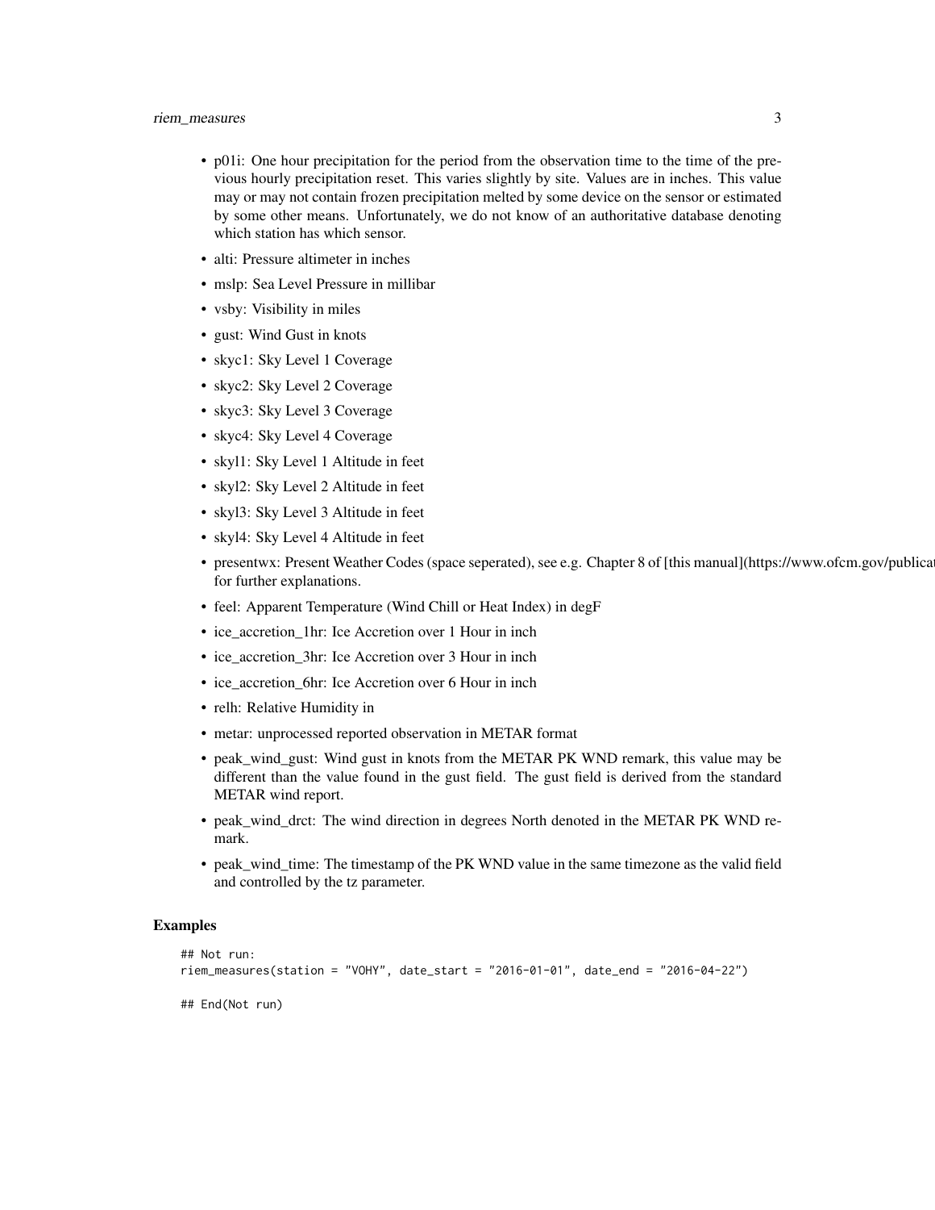- p01i: One hour precipitation for the period from the observation time to the time of the previous hourly precipitation reset. This varies slightly by site. Values are in inches. This value may or may not contain frozen precipitation melted by some device on the sensor or estimated by some other means. Unfortunately, we do not know of an authoritative database denoting which station has which sensor.
- alti: Pressure altimeter in inches
- mslp: Sea Level Pressure in millibar
- vsby: Visibility in miles
- gust: Wind Gust in knots
- skyc1: Sky Level 1 Coverage
- skyc2: Sky Level 2 Coverage
- skyc3: Sky Level 3 Coverage
- skyc4: Sky Level 4 Coverage
- skyl1: Sky Level 1 Altitude in feet
- skyl2: Sky Level 2 Altitude in feet
- skyl3: Sky Level 3 Altitude in feet
- skyl4: Sky Level 4 Altitude in feet
- presentwx: Present Weather Codes (space seperated), see e.g. Chapter 8 of [this manual](https://www.ofcm.gov/publica for further explanations.
- feel: Apparent Temperature (Wind Chill or Heat Index) in degF
- ice_accretion_1hr: Ice Accretion over 1 Hour in inch
- ice_accretion_3hr: Ice Accretion over 3 Hour in inch
- ice_accretion_6hr: Ice Accretion over 6 Hour in inch
- relh: Relative Humidity in
- metar: unprocessed reported observation in METAR format
- peak_wind_gust: Wind gust in knots from the METAR PK WND remark, this value may be different than the value found in the gust field. The gust field is derived from the standard METAR wind report.
- peak_wind_drct: The wind direction in degrees North denoted in the METAR PK WND remark.
- peak_wind_time: The timestamp of the PK WND value in the same timezone as the valid field and controlled by the tz parameter.

## Examples

```
## Not run:
riem_measures(station = "VOHY", date_start = "2016-01-01", date_end = "2016-04-22")

## End(Not run)
```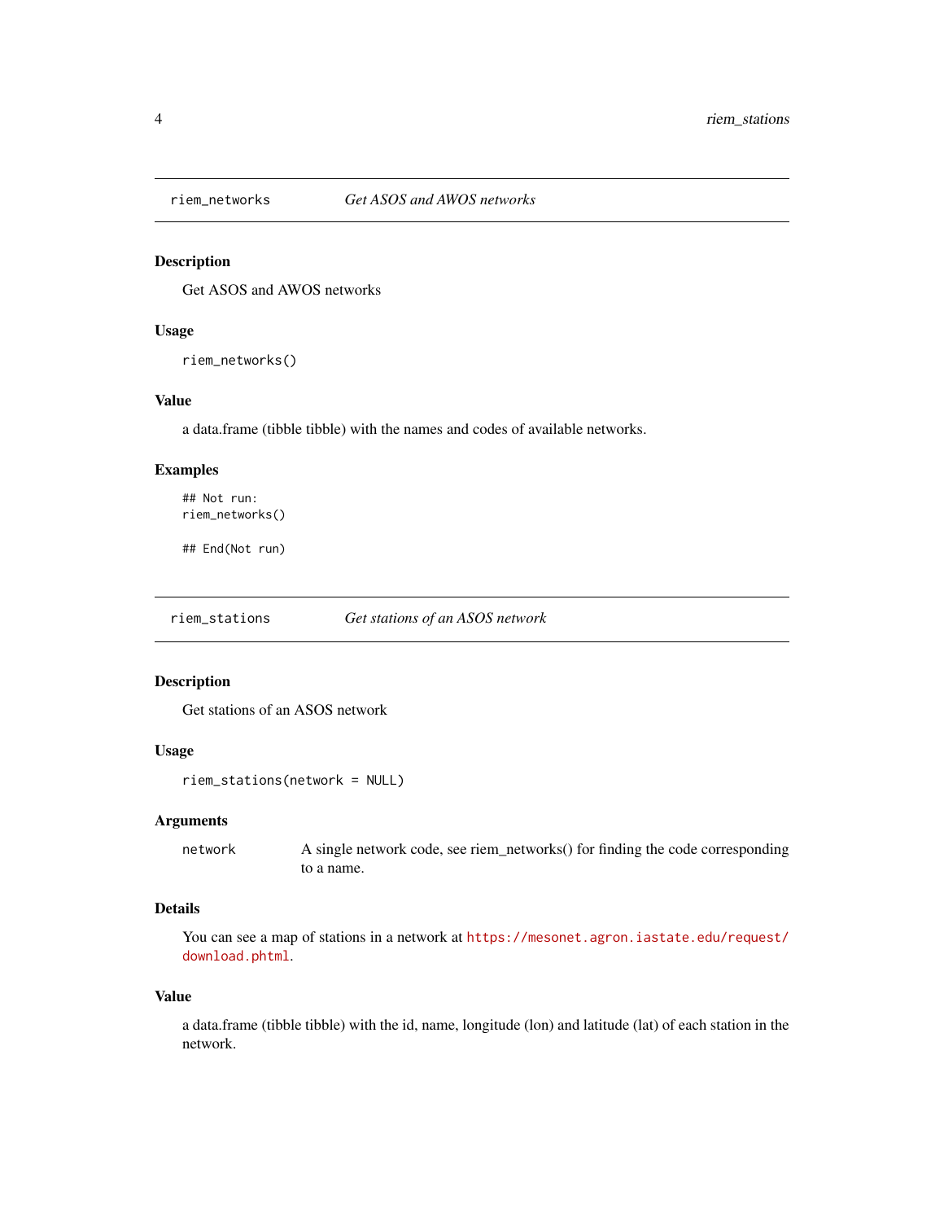## riem_networks — *Get ASOS and AWOS networks*

### Description

Get ASOS and AWOS networks

### Usage

```
riem_networks()
```

### Value

a data.frame (tibble tibble) with the names and codes of available networks.

### Examples

```
## Not run:
riem_networks()

## End(Not run)
```

## riem_stations — *Get stations of an ASOS network*

### Description

Get stations of an ASOS network

### Usage

```
riem_stations(network = NULL)
```

### Arguments

| | |
|---|---|
| `network` | A single network code, see riem_networks() for finding the code corresponding to a name. |

### Details

You can see a map of stations in a network at https://mesonet.agron.iastate.edu/request/download.phtml.

### Value

a data.frame (tibble tibble) with the id, name, longitude (lon) and latitude (lat) of each station in the network.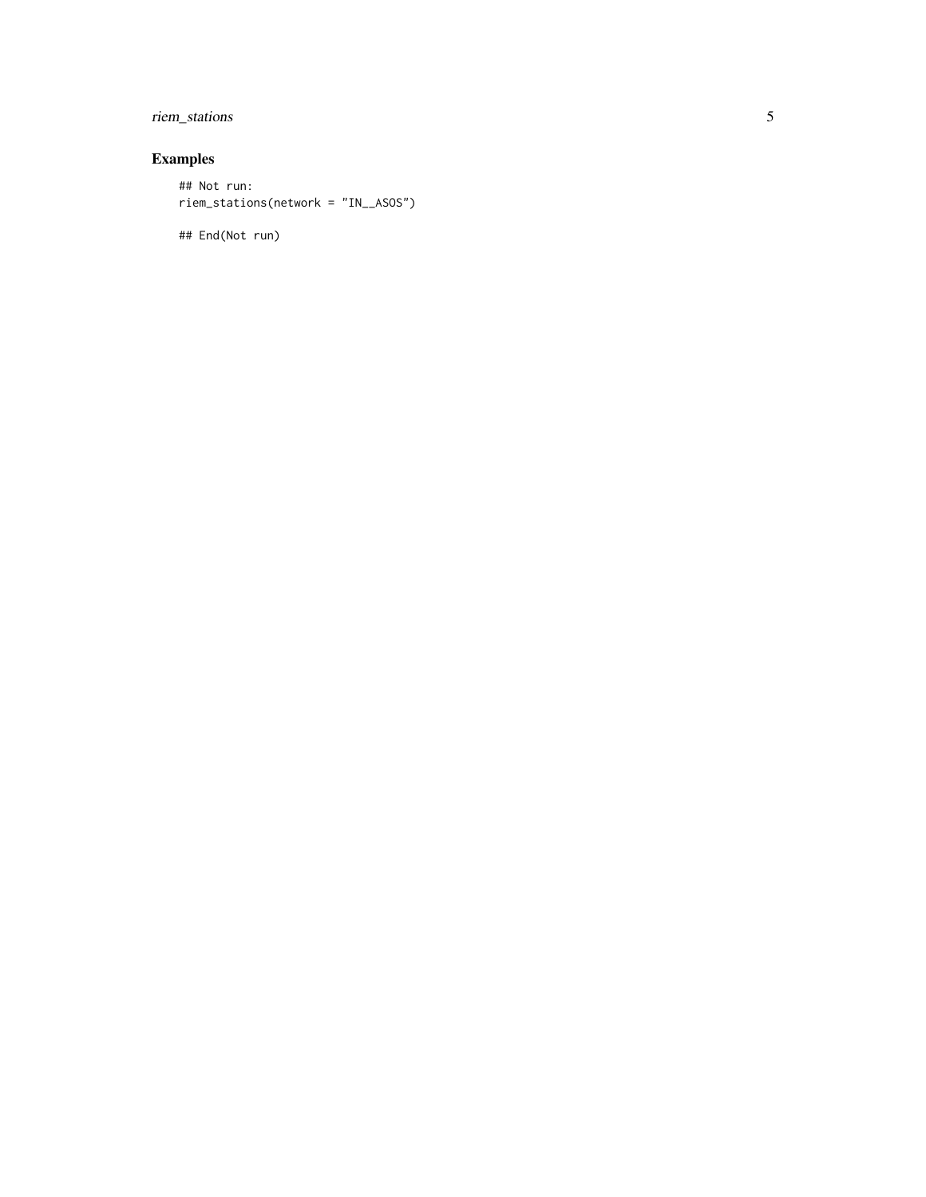## Examples

```
## Not run:
riem_stations(network = "IN__ASOS")

## End(Not run)
```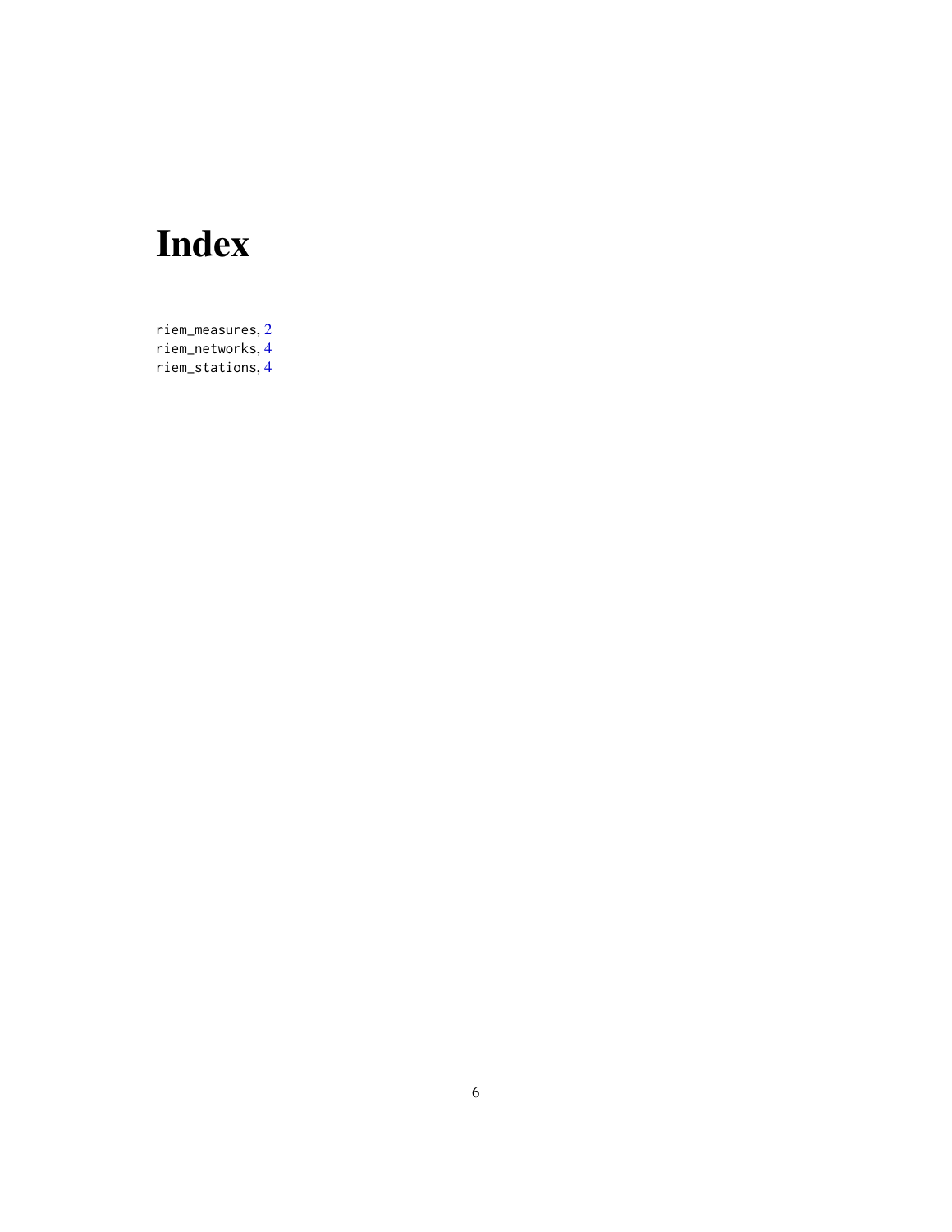# Index

riem_measures, 2
riem_networks, 4
riem_stations, 4